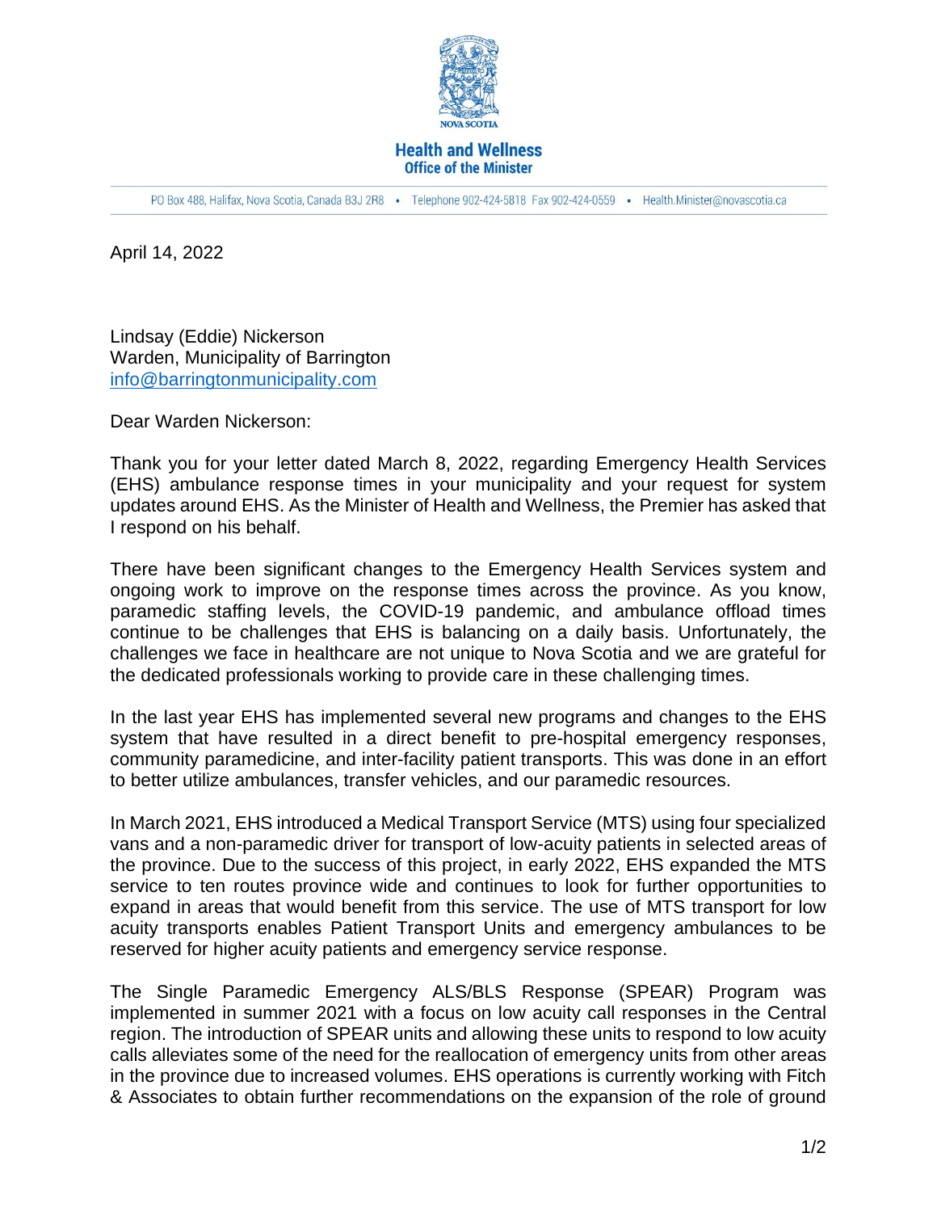**Health and Wellness**
**Office of the Minister**

PO Box 488, Halifax, Nova Scotia, Canada B3J 2R8 • Telephone 902-424-5818 Fax 902-424-0559 • Health.Minister@novascotia.ca

April 14, 2022

Lindsay (Eddie) Nickerson
Warden, Municipality of Barrington
info@barringtonmunicipality.com

Dear Warden Nickerson:

Thank you for your letter dated March 8, 2022, regarding Emergency Health Services (EHS) ambulance response times in your municipality and your request for system updates around EHS. As the Minister of Health and Wellness, the Premier has asked that I respond on his behalf.

There have been significant changes to the Emergency Health Services system and ongoing work to improve on the response times across the province. As you know, paramedic staffing levels, the COVID-19 pandemic, and ambulance offload times continue to be challenges that EHS is balancing on a daily basis. Unfortunately, the challenges we face in healthcare are not unique to Nova Scotia and we are grateful for the dedicated professionals working to provide care in these challenging times.

In the last year EHS has implemented several new programs and changes to the EHS system that have resulted in a direct benefit to pre-hospital emergency responses, community paramedicine, and inter-facility patient transports. This was done in an effort to better utilize ambulances, transfer vehicles, and our paramedic resources.

In March 2021, EHS introduced a Medical Transport Service (MTS) using four specialized vans and a non-paramedic driver for transport of low-acuity patients in selected areas of the province. Due to the success of this project, in early 2022, EHS expanded the MTS service to ten routes province wide and continues to look for further opportunities to expand in areas that would benefit from this service. The use of MTS transport for low acuity transports enables Patient Transport Units and emergency ambulances to be reserved for higher acuity patients and emergency service response.

The Single Paramedic Emergency ALS/BLS Response (SPEAR) Program was implemented in summer 2021 with a focus on low acuity call responses in the Central region. The introduction of SPEAR units and allowing these units to respond to low acuity calls alleviates some of the need for the reallocation of emergency units from other areas in the province due to increased volumes. EHS operations is currently working with Fitch & Associates to obtain further recommendations on the expansion of the role of ground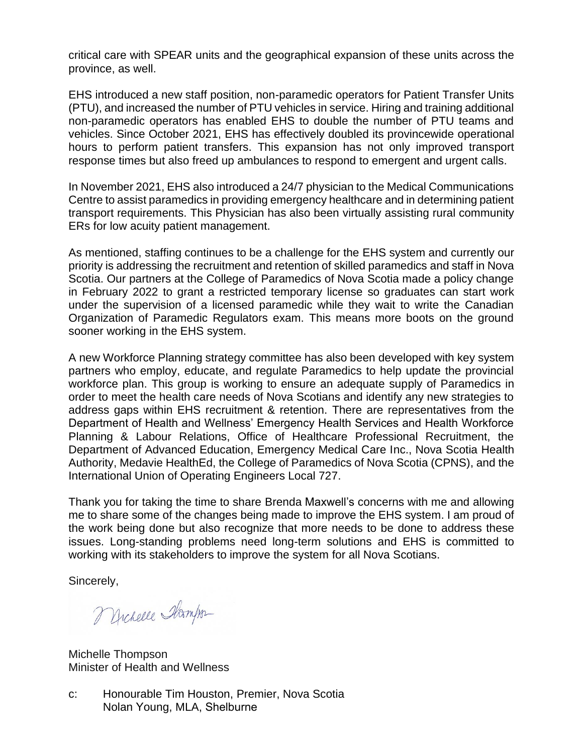critical care with SPEAR units and the geographical expansion of these units across the province, as well.

EHS introduced a new staff position, non-paramedic operators for Patient Transfer Units (PTU), and increased the number of PTU vehicles in service. Hiring and training additional non-paramedic operators has enabled EHS to double the number of PTU teams and vehicles. Since October 2021, EHS has effectively doubled its provincewide operational hours to perform patient transfers. This expansion has not only improved transport response times but also freed up ambulances to respond to emergent and urgent calls.

In November 2021, EHS also introduced a 24/7 physician to the Medical Communications Centre to assist paramedics in providing emergency healthcare and in determining patient transport requirements. This Physician has also been virtually assisting rural community ERs for low acuity patient management.

As mentioned, staffing continues to be a challenge for the EHS system and currently our priority is addressing the recruitment and retention of skilled paramedics and staff in Nova Scotia. Our partners at the College of Paramedics of Nova Scotia made a policy change in February 2022 to grant a restricted temporary license so graduates can start work under the supervision of a licensed paramedic while they wait to write the Canadian Organization of Paramedic Regulators exam. This means more boots on the ground sooner working in the EHS system.

A new Workforce Planning strategy committee has also been developed with key system partners who employ, educate, and regulate Paramedics to help update the provincial workforce plan. This group is working to ensure an adequate supply of Paramedics in order to meet the health care needs of Nova Scotians and identify any new strategies to address gaps within EHS recruitment & retention. There are representatives from the Department of Health and Wellness' Emergency Health Services and Health Workforce Planning & Labour Relations, Office of Healthcare Professional Recruitment, the Department of Advanced Education, Emergency Medical Care Inc., Nova Scotia Health Authority, Medavie HealthEd, the College of Paramedics of Nova Scotia (CPNS), and the International Union of Operating Engineers Local 727.

Thank you for taking the time to share Brenda Maxwell's concerns with me and allowing me to share some of the changes being made to improve the EHS system. I am proud of the work being done but also recognize that more needs to be done to address these issues. Long-standing problems need long-term solutions and EHS is committed to working with its stakeholders to improve the system for all Nova Scotians.

Sincerely,

Michelle Thompson
Minister of Health and Wellness

c: Honourable Tim Houston, Premier, Nova Scotia
Nolan Young, MLA, Shelburne